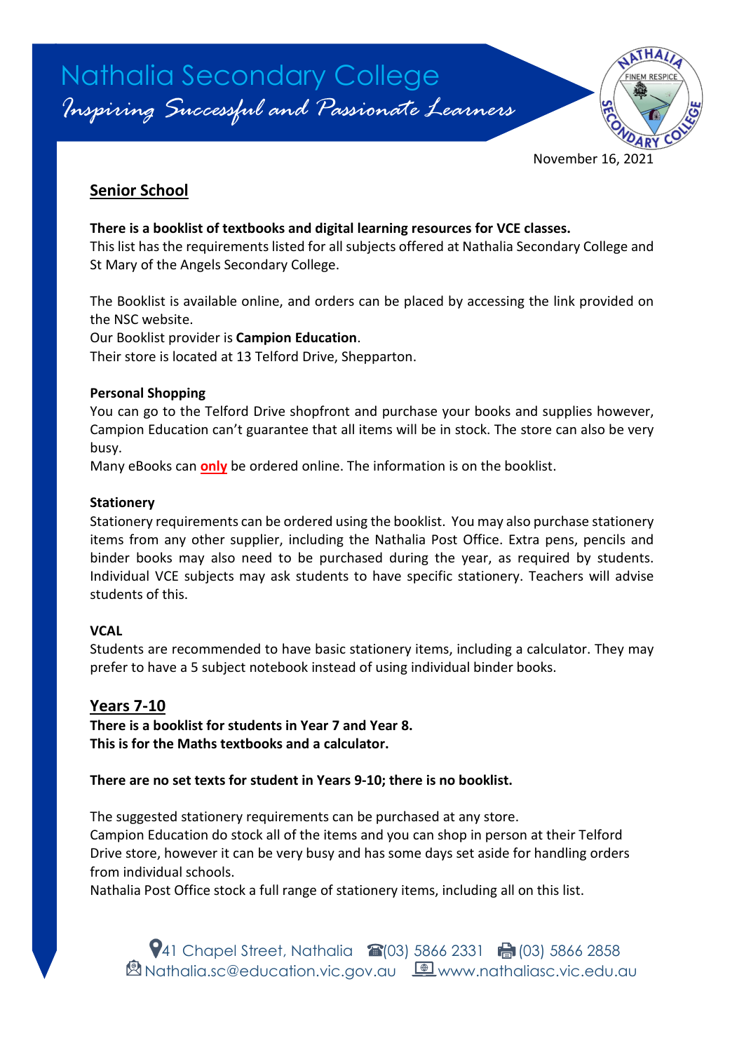# Nathalia Secondary College

*Inspiring Successful and Passionate Learners*

November 16, 2021

## Senior School

**There is a booklist of textbooks and digital learning resources for VCE classes.**
This list has the requirements listed for all subjects offered at Nathalia Secondary College and St Mary of the Angels Secondary College.

The Booklist is available online, and orders can be placed by accessing the link provided on the NSC website.
Our Booklist provider is **Campion Education**.
Their store is located at 13 Telford Drive, Shepparton.

**Personal Shopping**
You can go to the Telford Drive shopfront and purchase your books and supplies however, Campion Education can't guarantee that all items will be in stock. The store can also be very busy.
Many eBooks can **only** be ordered online. The information is on the booklist.

**Stationery**
Stationery requirements can be ordered using the booklist. You may also purchase stationery items from any other supplier, including the Nathalia Post Office. Extra pens, pencils and binder books may also need to be purchased during the year, as required by students. Individual VCE subjects may ask students to have specific stationery. Teachers will advise students of this.

**VCAL**
Students are recommended to have basic stationery items, including a calculator. They may prefer to have a 5 subject notebook instead of using individual binder books.

## Years 7-10

**There is a booklist for students in Year 7 and Year 8.**
**This is for the Maths textbooks and a calculator.**

**There are no set texts for student in Years 9-10; there is no booklist.**

The suggested stationery requirements can be purchased at any store.
Campion Education do stock all of the items and you can shop in person at their Telford Drive store, however it can be very busy and has some days set aside for handling orders from individual schools.
Nathalia Post Office stock a full range of stationery items, including all on this list.

41 Chapel Street, Nathalia (03) 5866 2331 (03) 5866 2858
Nathalia.sc@education.vic.gov.au www.nathaliasc.vic.edu.au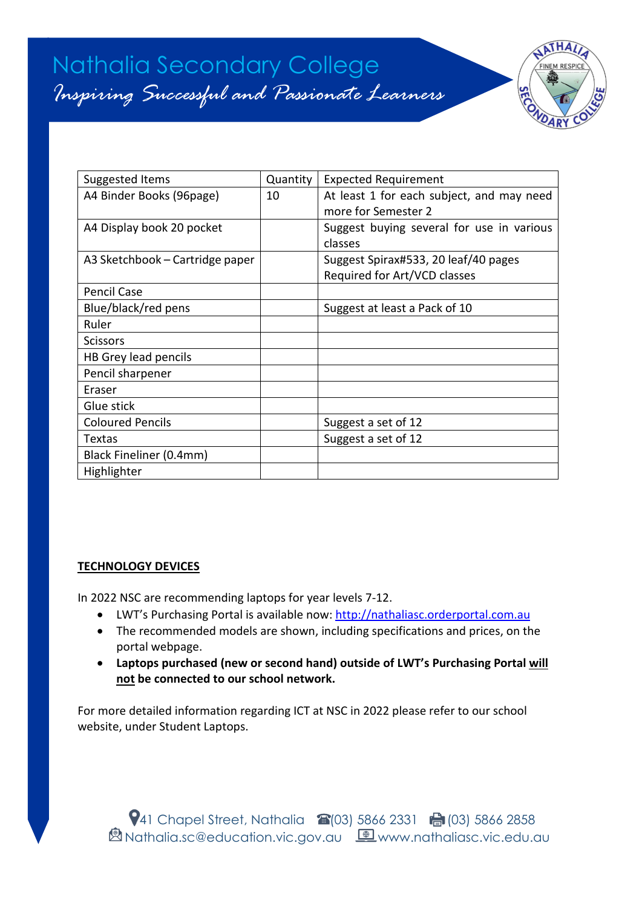| Suggested Items | Quantity | Expected Requirement |
| --- | --- | --- |
| A4 Binder Books (96page) | 10 | At least 1 for each subject, and may need more for Semester 2 |
| A4 Display book 20 pocket | | Suggest buying several for use in various classes |
| A3 Sketchbook – Cartridge paper | | Suggest Spirax#533, 20 leaf/40 pages Required for Art/VCD classes |
| Pencil Case | | |
| Blue/black/red pens | | Suggest at least a Pack of 10 |
| Ruler | | |
| Scissors | | |
| HB Grey lead pencils | | |
| Pencil sharpener | | |
| Eraser | | |
| Glue stick | | |
| Coloured Pencils | | Suggest a set of 12 |
| Textas | | Suggest a set of 12 |
| Black Fineliner (0.4mm) | | |
| Highlighter | | |

**TECHNOLOGY DEVICES**

In 2022 NSC are recommending laptops for year levels 7-12.

- LWT's Purchasing Portal is available now: http://nathaliasc.orderportal.com.au
- The recommended models are shown, including specifications and prices, on the portal webpage.
- **Laptops purchased (new or second hand) outside of LWT's Purchasing Portal will not be connected to our school network.**

For more detailed information regarding ICT at NSC in 2022 please refer to our school website, under Student Laptops.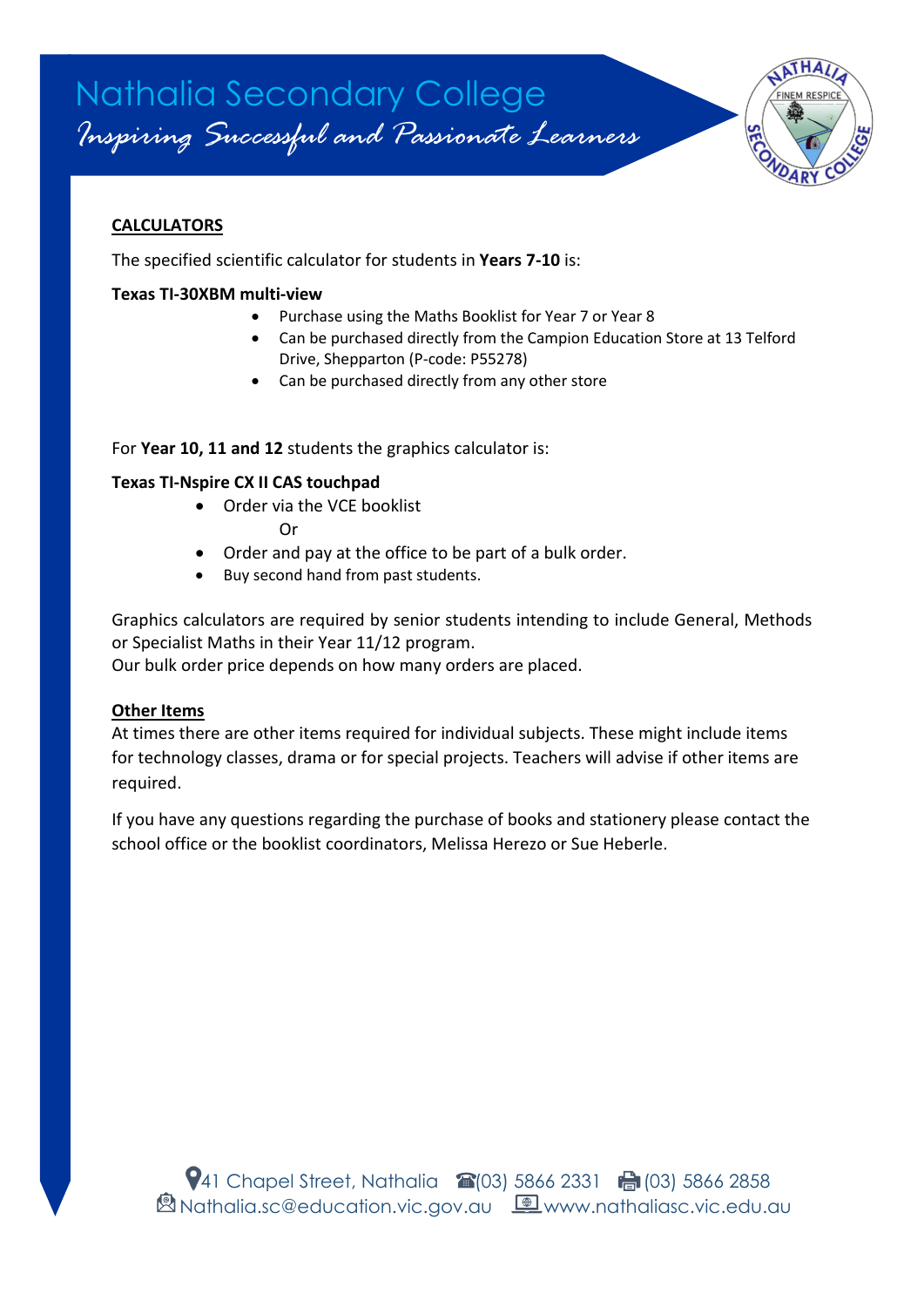## CALCULATORS

The specified scientific calculator for students in **Years 7-10** is:

**Texas TI-30XBM multi-view**

- Purchase using the Maths Booklist for Year 7 or Year 8
- Can be purchased directly from the Campion Education Store at 13 Telford Drive, Shepparton (P-code: P55278)
- Can be purchased directly from any other store

For **Year 10, 11 and 12** students the graphics calculator is:

**Texas TI-Nspire CX II CAS touchpad**

- Order via the VCE booklist
  Or
- Order and pay at the office to be part of a bulk order.
- Buy second hand from past students.

Graphics calculators are required by senior students intending to include General, Methods or Specialist Maths in their Year 11/12 program.
Our bulk order price depends on how many orders are placed.

## Other Items

At times there are other items required for individual subjects. These might include items for technology classes, drama or for special projects. Teachers will advise if other items are required.

If you have any questions regarding the purchase of books and stationery please contact the school office or the booklist coordinators, Melissa Herezo or Sue Heberle.